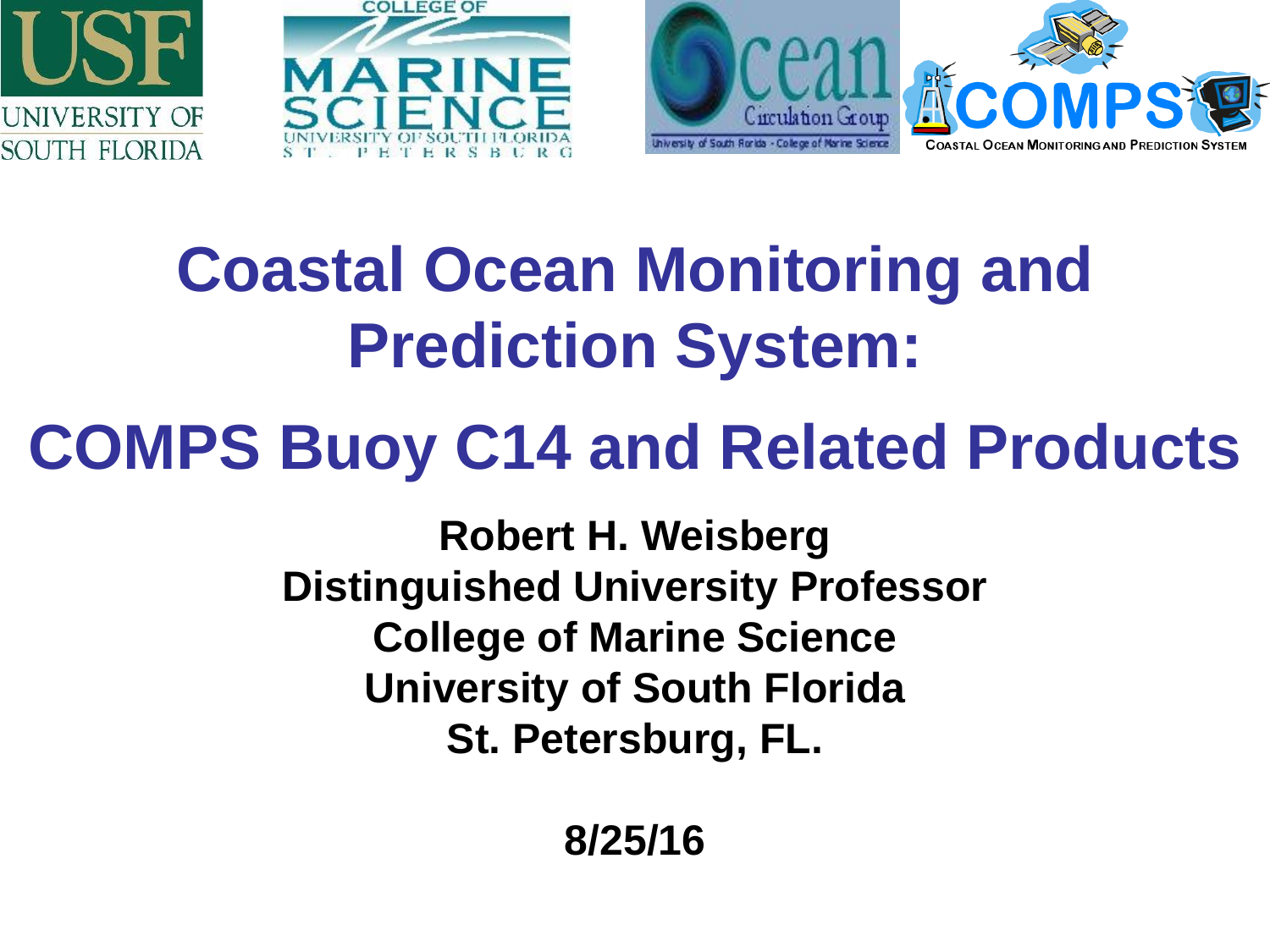# Coastal Ocean Monitoring and Prediction System:

# COMPS Buoy C14 and Related Products

**Robert H. Weisberg**
**Distinguished University Professor**
**College of Marine Science**
**University of South Florida**
**St. Petersburg, FL.**

**8/25/16**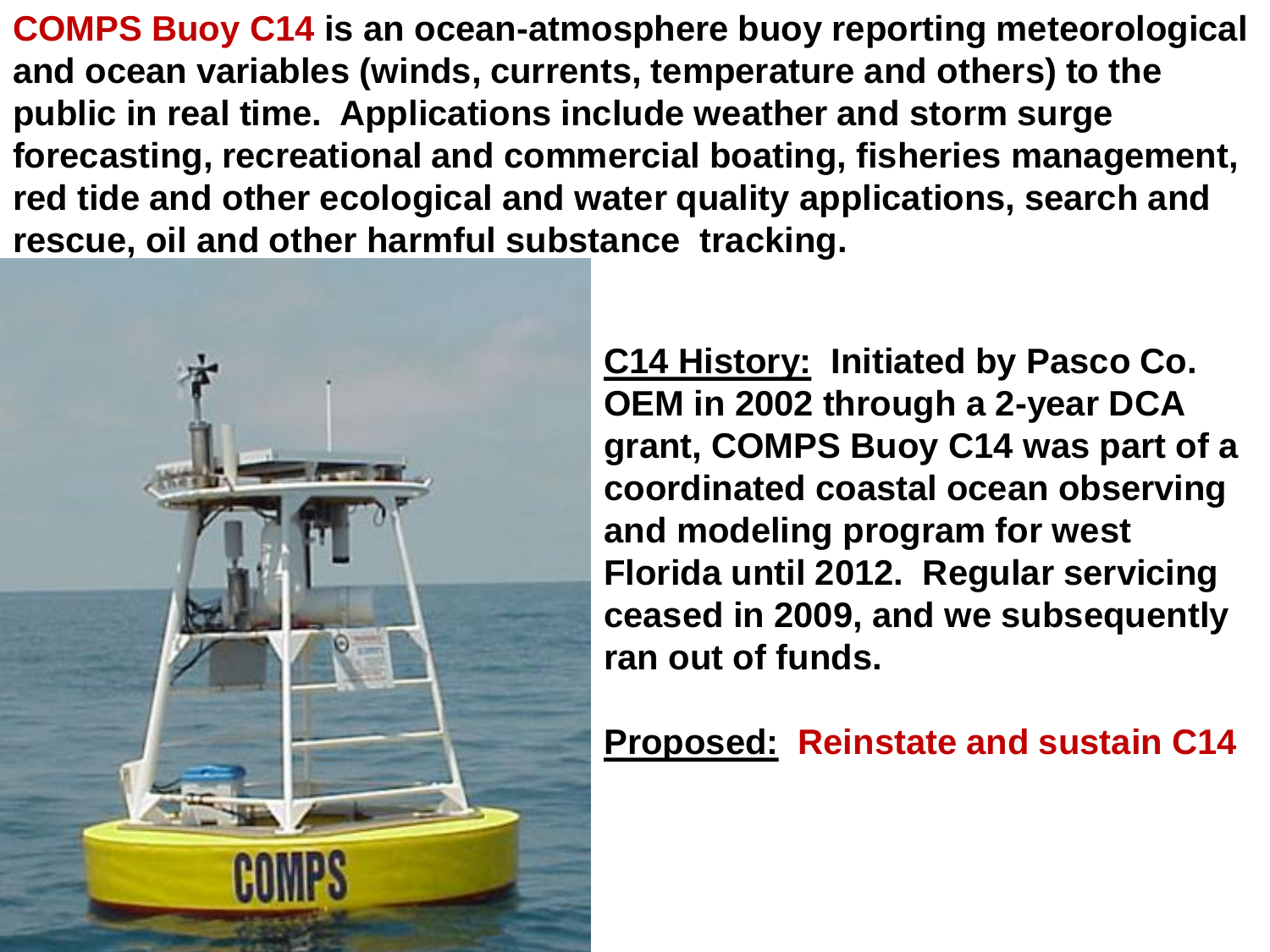**COMPS Buoy C14** is an ocean-atmosphere buoy reporting meteorological and ocean variables (winds, currents, temperature and others) to the public in real time. Applications include weather and storm surge forecasting, recreational and commercial boating, fisheries management, red tide and other ecological and water quality applications, search and rescue, oil and other harmful substance tracking.

**C14 History:** Initiated by Pasco Co. OEM in 2002 through a 2-year DCA grant, COMPS Buoy C14 was part of a coordinated coastal ocean observing and modeling program for west Florida until 2012. Regular servicing ceased in 2009, and we subsequently ran out of funds.

**Proposed:** Reinstate and sustain C14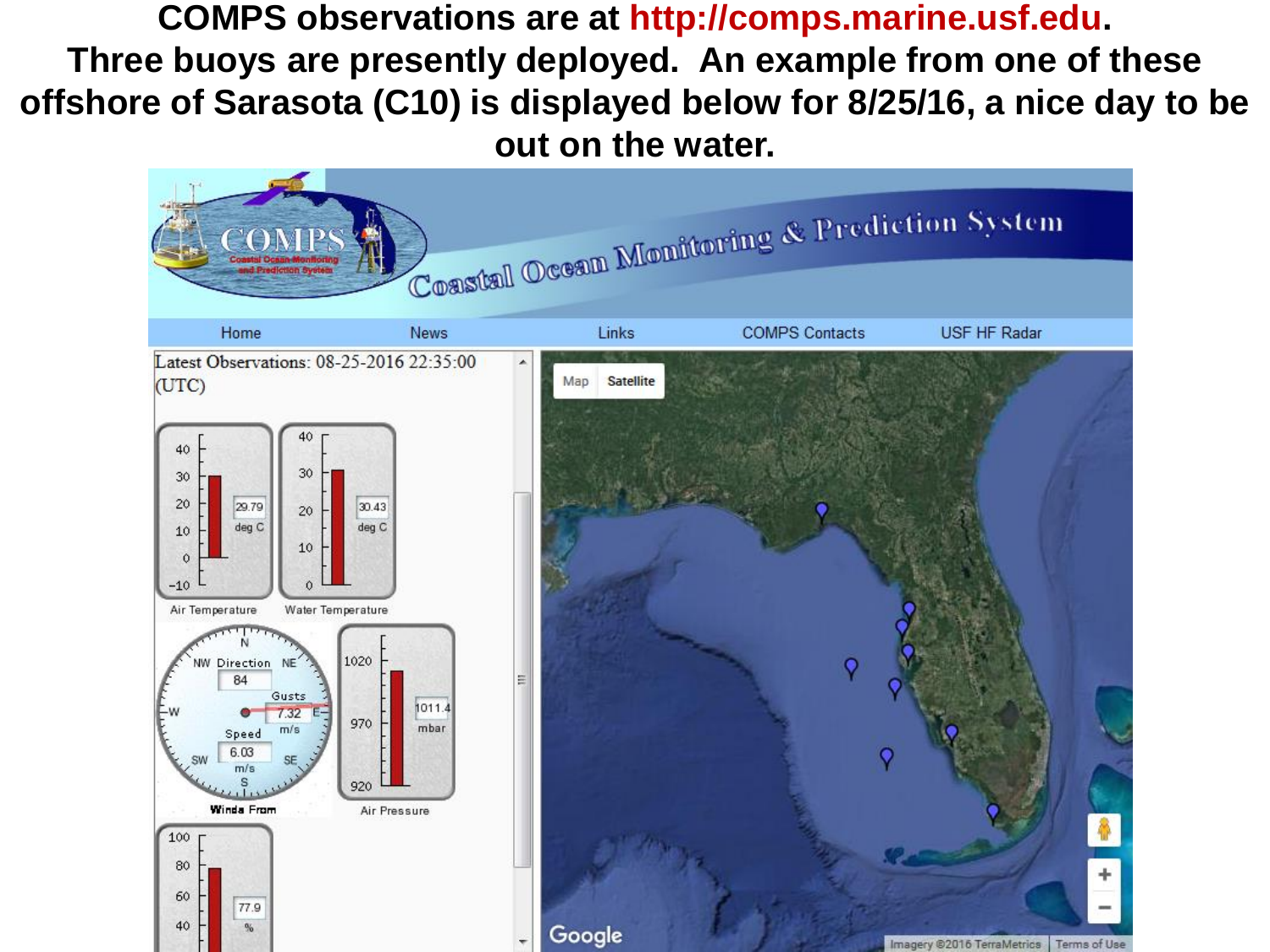COMPS observations are at http://comps.marine.usf.edu. Three buoys are presently deployed. An example from one of these offshore of Sarasota (C10) is displayed below for 8/25/16, a nice day to be out on the water.

Coastal Ocean Monitoring & Prediction System

Home | News | Links | COMPS Contacts | USF HF Radar

Latest Observations: 08-25-2016 22:35:00 (UTC)

- Air Temperature: 29.79 deg C
- Water Temperature: 30.43 deg C
- Winds From: Direction 84, Gusts 7.32 m/s, Speed 6.03 m/s
- Air Pressure: 1011.4 mbar
- 77.9 %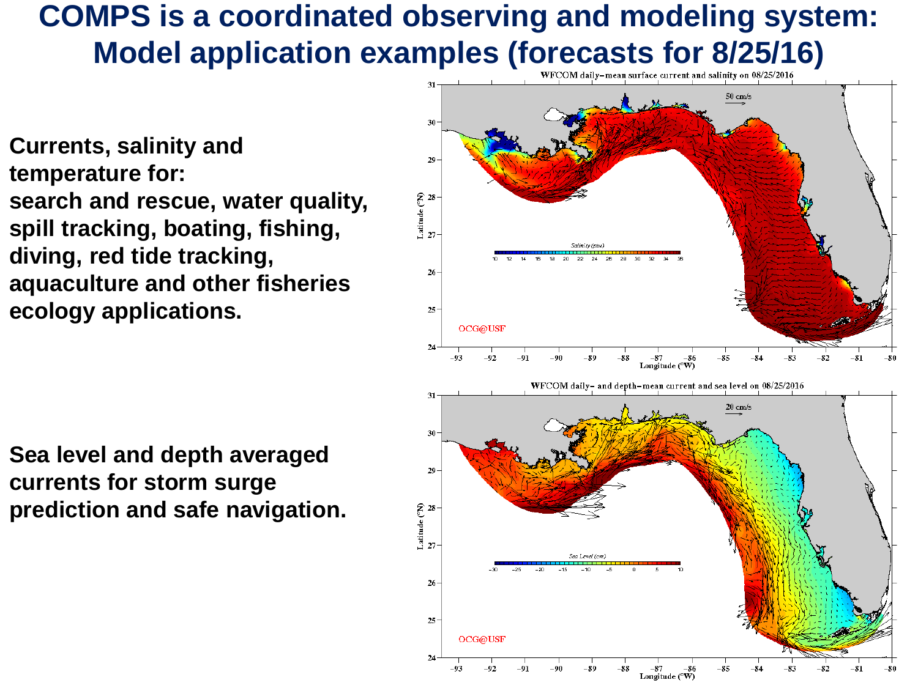# COMPS is a coordinated observing and modeling system: Model application examples (forecasts for 8/25/16)

**Currents, salinity and temperature for: search and rescue, water quality, spill tracking, boating, fishing, diving, red tide tracking, aquaculture and other fisheries ecology applications.**

**Sea level and depth averaged currents for storm surge prediction and safe navigation.**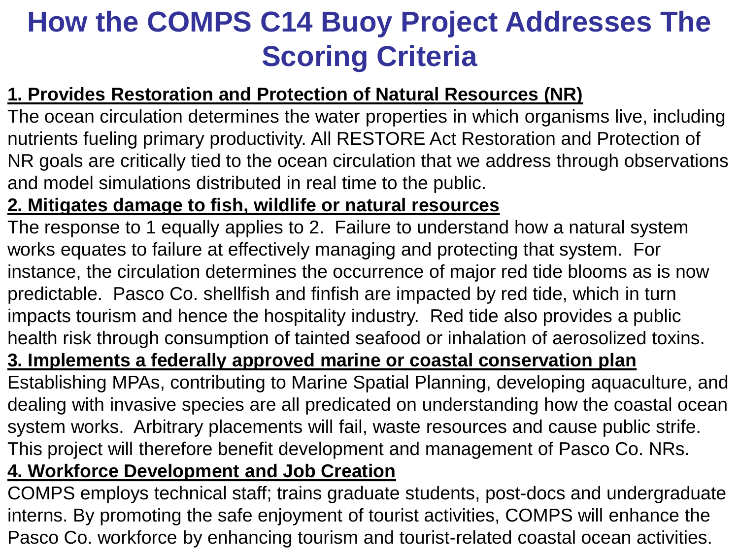# How the COMPS C14 Buoy Project Addresses The Scoring Criteria

**1. Provides Restoration and Protection of Natural Resources (NR)**

The ocean circulation determines the water properties in which organisms live, including nutrients fueling primary productivity. All RESTORE Act Restoration and Protection of NR goals are critically tied to the ocean circulation that we address through observations and model simulations distributed in real time to the public.

**2. Mitigates damage to fish, wildlife or natural resources**

The response to 1 equally applies to 2. Failure to understand how a natural system works equates to failure at effectively managing and protecting that system. For instance, the circulation determines the occurrence of major red tide blooms as is now predictable. Pasco Co. shellfish and finfish are impacted by red tide, which in turn impacts tourism and hence the hospitality industry. Red tide also provides a public health risk through consumption of tainted seafood or inhalation of aerosolized toxins.

**3. Implements a federally approved marine or coastal conservation plan**

Establishing MPAs, contributing to Marine Spatial Planning, developing aquaculture, and dealing with invasive species are all predicated on understanding how the coastal ocean system works. Arbitrary placements will fail, waste resources and cause public strife. This project will therefore benefit development and management of Pasco Co. NRs.

**4. Workforce Development and Job Creation**

COMPS employs technical staff; trains graduate students, post-docs and undergraduate interns. By promoting the safe enjoyment of tourist activities, COMPS will enhance the Pasco Co. workforce by enhancing tourism and tourist-related coastal ocean activities.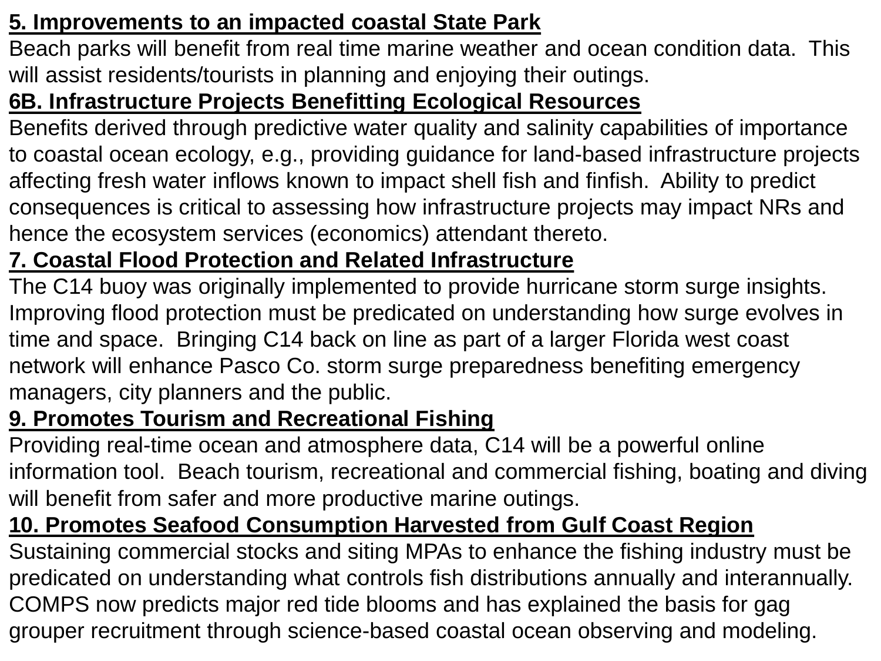**5. Improvements to an impacted coastal State Park**

Beach parks will benefit from real time marine weather and ocean condition data. This will assist residents/tourists in planning and enjoying their outings.

**6B. Infrastructure Projects Benefitting Ecological Resources**

Benefits derived through predictive water quality and salinity capabilities of importance to coastal ocean ecology, e.g., providing guidance for land-based infrastructure projects affecting fresh water inflows known to impact shell fish and finfish. Ability to predict consequences is critical to assessing how infrastructure projects may impact NRs and hence the ecosystem services (economics) attendant thereto.

**7. Coastal Flood Protection and Related Infrastructure**

The C14 buoy was originally implemented to provide hurricane storm surge insights. Improving flood protection must be predicated on understanding how surge evolves in time and space. Bringing C14 back on line as part of a larger Florida west coast network will enhance Pasco Co. storm surge preparedness benefiting emergency managers, city planners and the public.

**9. Promotes Tourism and Recreational Fishing**

Providing real-time ocean and atmosphere data, C14 will be a powerful online information tool. Beach tourism, recreational and commercial fishing, boating and diving will benefit from safer and more productive marine outings.

**10. Promotes Seafood Consumption Harvested from Gulf Coast Region**

Sustaining commercial stocks and siting MPAs to enhance the fishing industry must be predicated on understanding what controls fish distributions annually and interannually. COMPS now predicts major red tide blooms and has explained the basis for gag grouper recruitment through science-based coastal ocean observing and modeling.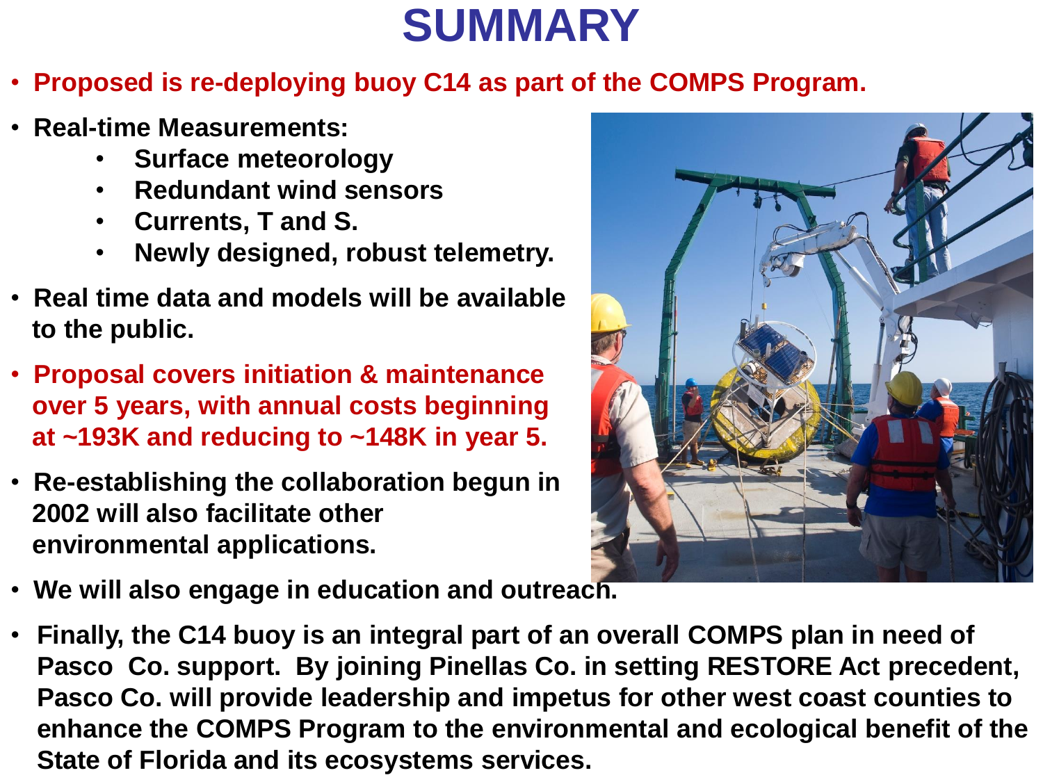# SUMMARY

- **Proposed is re-deploying buoy C14 as part of the COMPS Program.**
- **Real-time Measurements:**
  - **Surface meteorology**
  - **Redundant wind sensors**
  - **Currents, T and S.**
  - **Newly designed, robust telemetry.**
- **Real time data and models will be available to the public.**
- **Proposal covers initiation & maintenance over 5 years, with annual costs beginning at ~193K and reducing to ~148K in year 5.**
- **Re-establishing the collaboration begun in 2002 will also facilitate other environmental applications.**
- **We will also engage in education and outreach.**
- **Finally, the C14 buoy is an integral part of an overall COMPS plan in need of Pasco Co. support. By joining Pinellas Co. in setting RESTORE Act precedent, Pasco Co. will provide leadership and impetus for other west coast counties to enhance the COMPS Program to the environmental and ecological benefit of the State of Florida and its ecosystems services.**